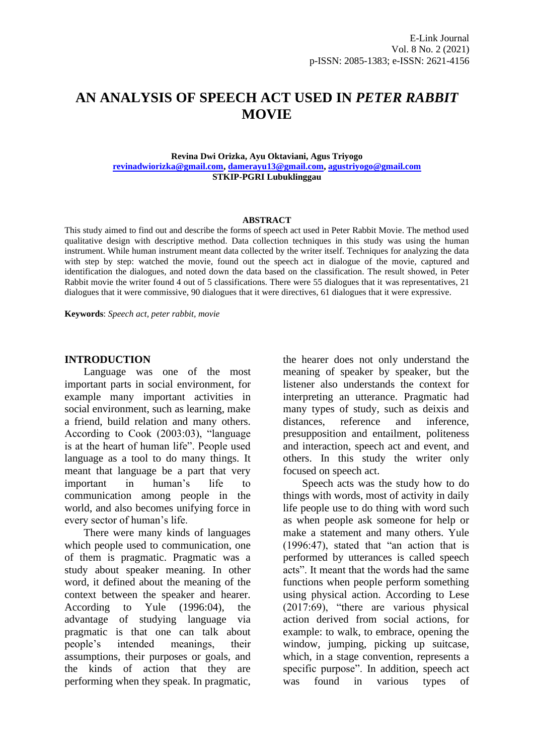# AN ANALYSIS OF SPEECH ACT USED IN *PETER RABBIT* MOVIE

**Revina Dwi Orizka, Ayu Oktaviani, Agus Triyogo**
**revinadwiorizka@gmail.com, damerayu13@gmail.com, agustriyogo@gmail.com**
**STKIP-PGRI Lubuklinggau**

**ABSTRACT**

This study aimed to find out and describe the forms of speech act used in Peter Rabbit Movie. The method used qualitative design with descriptive method. Data collection techniques in this study was using the human instrument. While human instrument meant data collected by the writer itself. Techniques for analyzing the data with step by step: watched the movie, found out the speech act in dialogue of the movie, captured and identification the dialogues, and noted down the data based on the classification. The result showed, in Peter Rabbit movie the writer found 4 out of 5 classifications. There were 55 dialogues that it was representatives, 21 dialogues that it were commissive, 90 dialogues that it were directives, 61 dialogues that it were expressive.

**Keywords**: *Speech act, peter rabbit, movie*

## INTRODUCTION

Language was one of the most important parts in social environment, for example many important activities in social environment, such as learning, make a friend, build relation and many others. According to Cook (2003:03), "language is at the heart of human life". People used language as a tool to do many things. It meant that language be a part that very important in human's life to communication among people in the world, and also becomes unifying force in every sector of human's life.

There were many kinds of languages which people used to communication, one of them is pragmatic. Pragmatic was a study about speaker meaning. In other word, it defined about the meaning of the context between the speaker and hearer. According to Yule (1996:04), the advantage of studying language via pragmatic is that one can talk about people's intended meanings, their assumptions, their purposes or goals, and the kinds of action that they are performing when they speak. In pragmatic, the hearer does not only understand the meaning of speaker by speaker, but the listener also understands the context for interpreting an utterance. Pragmatic had many types of study, such as deixis and distances, reference and inference, presupposition and entailment, politeness and interaction, speech act and event, and others. In this study the writer only focused on speech act.

Speech acts was the study how to do things with words, most of activity in daily life people use to do thing with word such as when people ask someone for help or make a statement and many others. Yule (1996:47), stated that "an action that is performed by utterances is called speech acts". It meant that the words had the same functions when people perform something using physical action. According to Lese (2017:69), "there are various physical action derived from social actions, for example: to walk, to embrace, opening the window, jumping, picking up suitcase, which, in a stage convention, represents a specific purpose". In addition, speech act was found in various types of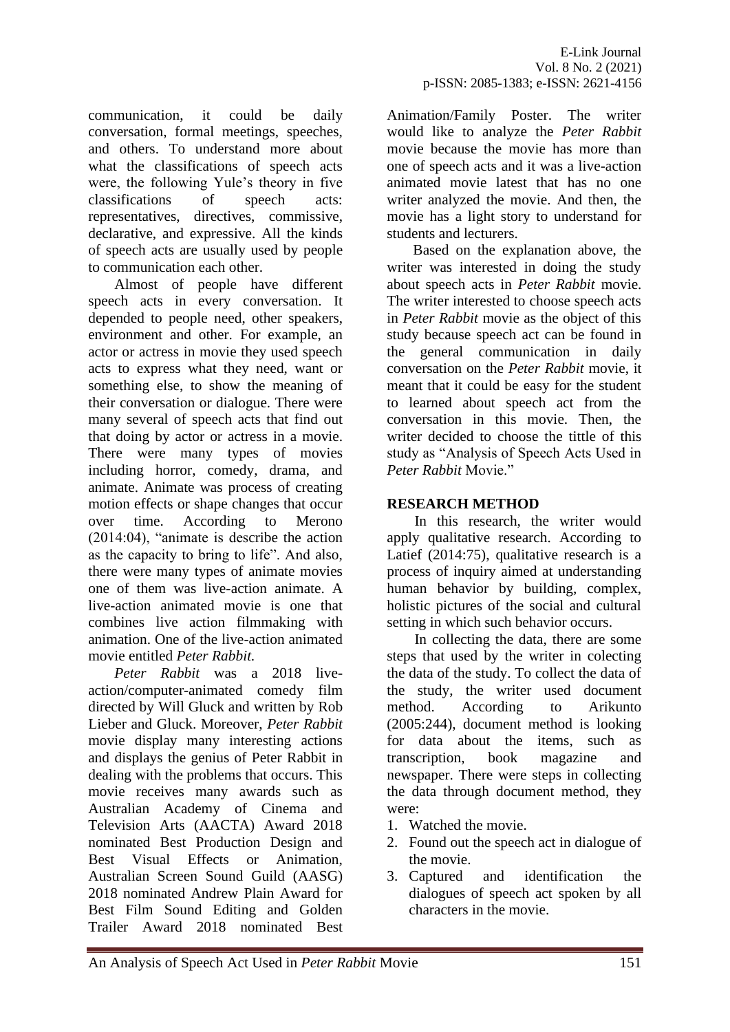communication, it could be daily conversation, formal meetings, speeches, and others. To understand more about what the classifications of speech acts were, the following Yule's theory in five classifications of speech acts: representatives, directives, commissive, declarative, and expressive. All the kinds of speech acts are usually used by people to communication each other.

Almost of people have different speech acts in every conversation. It depended to people need, other speakers, environment and other. For example, an actor or actress in movie they used speech acts to express what they need, want or something else, to show the meaning of their conversation or dialogue. There were many several of speech acts that find out that doing by actor or actress in a movie. There were many types of movies including horror, comedy, drama, and animate. Animate was process of creating motion effects or shape changes that occur over time. According to Merono (2014:04), "animate is describe the action as the capacity to bring to life". And also, there were many types of animate movies one of them was live-action animate. A live-action animated movie is one that combines live action filmmaking with animation. One of the live-action animated movie entitled *Peter Rabbit.*

*Peter Rabbit* was a 2018 live-action/computer-animated comedy film directed by Will Gluck and written by Rob Lieber and Gluck. Moreover, *Peter Rabbit* movie display many interesting actions and displays the genius of Peter Rabbit in dealing with the problems that occurs. This movie receives many awards such as Australian Academy of Cinema and Television Arts (AACTA) Award 2018 nominated Best Production Design and Best Visual Effects or Animation, Australian Screen Sound Guild (AASG) 2018 nominated Andrew Plain Award for Best Film Sound Editing and Golden Trailer Award 2018 nominated Best Animation/Family Poster. The writer would like to analyze the *Peter Rabbit* movie because the movie has more than one of speech acts and it was a live-action animated movie latest that has no one writer analyzed the movie. And then, the movie has a light story to understand for students and lecturers.

Based on the explanation above, the writer was interested in doing the study about speech acts in *Peter Rabbit* movie. The writer interested to choose speech acts in *Peter Rabbit* movie as the object of this study because speech act can be found in the general communication in daily conversation on the *Peter Rabbit* movie, it meant that it could be easy for the student to learned about speech act from the conversation in this movie. Then, the writer decided to choose the tittle of this study as "Analysis of Speech Acts Used in *Peter Rabbit* Movie."

## RESEARCH METHOD

In this research, the writer would apply qualitative research. According to Latief (2014:75), qualitative research is a process of inquiry aimed at understanding human behavior by building, complex, holistic pictures of the social and cultural setting in which such behavior occurs.

In collecting the data, there are some steps that used by the writer in colecting the data of the study. To collect the data of the study, the writer used document method. According to Arikunto (2005:244), document method is looking for data about the items, such as transcription, book magazine and newspaper. There were steps in collecting the data through document method, they were:

1. Watched the movie.
2. Found out the speech act in dialogue of the movie.
3. Captured and identification the dialogues of speech act spoken by all characters in the movie.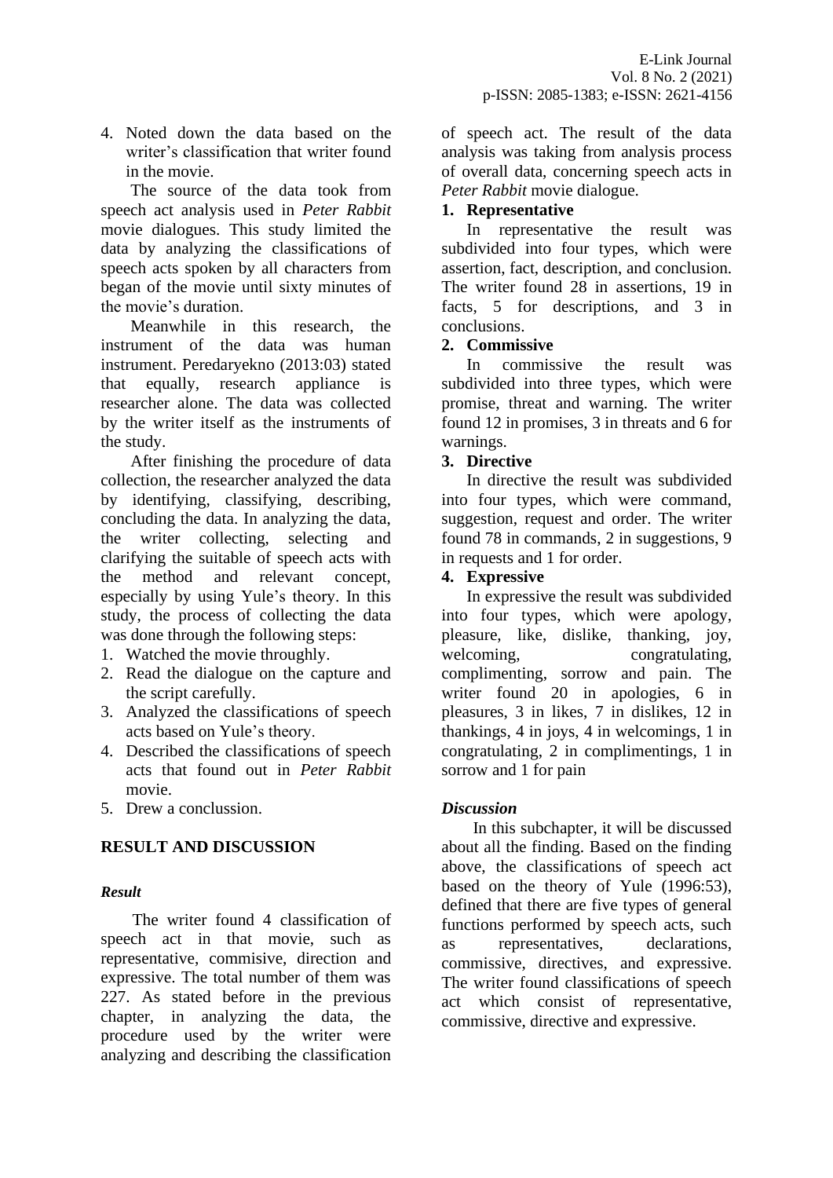4. Noted down the data based on the writer's classification that writer found in the movie.

The source of the data took from speech act analysis used in *Peter Rabbit* movie dialogues. This study limited the data by analyzing the classifications of speech acts spoken by all characters from began of the movie until sixty minutes of the movie's duration.

Meanwhile in this research, the instrument of the data was human instrument. Peredaryekno (2013:03) stated that equally, research appliance is researcher alone. The data was collected by the writer itself as the instruments of the study.

After finishing the procedure of data collection, the researcher analyzed the data by identifying, classifying, describing, concluding the data. In analyzing the data, the writer collecting, selecting and clarifying the suitable of speech acts with the method and relevant concept, especially by using Yule's theory. In this study, the process of collecting the data was done through the following steps:

1. Watched the movie throughly.
2. Read the dialogue on the capture and the script carefully.
3. Analyzed the classifications of speech acts based on Yule's theory.
4. Described the classifications of speech acts that found out in *Peter Rabbit* movie.
5. Drew a conclussion.

## RESULT AND DISCUSSION

### *Result*

The writer found 4 classification of speech act in that movie, such as representative, commisive, direction and expressive. The total number of them was 227. As stated before in the previous chapter, in analyzing the data, the procedure used by the writer were analyzing and describing the classification of speech act. The result of the data analysis was taking from analysis process of overall data, concerning speech acts in *Peter Rabbit* movie dialogue.

**1. Representative**

In representative the result was subdivided into four types, which were assertion, fact, description, and conclusion. The writer found 28 in assertions, 19 in facts, 5 for descriptions, and 3 in conclusions.

**2. Commissive**

In commissive the result was subdivided into three types, which were promise, threat and warning. The writer found 12 in promises, 3 in threats and 6 for warnings.

**3. Directive**

In directive the result was subdivided into four types, which were command, suggestion, request and order. The writer found 78 in commands, 2 in suggestions, 9 in requests and 1 for order.

**4. Expressive**

In expressive the result was subdivided into four types, which were apology, pleasure, like, dislike, thanking, joy, welcoming, congratulating, complimenting, sorrow and pain. The writer found 20 in apologies, 6 in pleasures, 3 in likes, 7 in dislikes, 12 in thankings, 4 in joys, 4 in welcomings, 1 in congratulating, 2 in complimentings, 1 in sorrow and 1 for pain

### *Discussion*

In this subchapter, it will be discussed about all the finding. Based on the finding above, the classifications of speech act based on the theory of Yule (1996:53), defined that there are five types of general functions performed by speech acts, such as representatives, declarations, commissive, directives, and expressive. The writer found classifications of speech act which consist of representative, commissive, directive and expressive.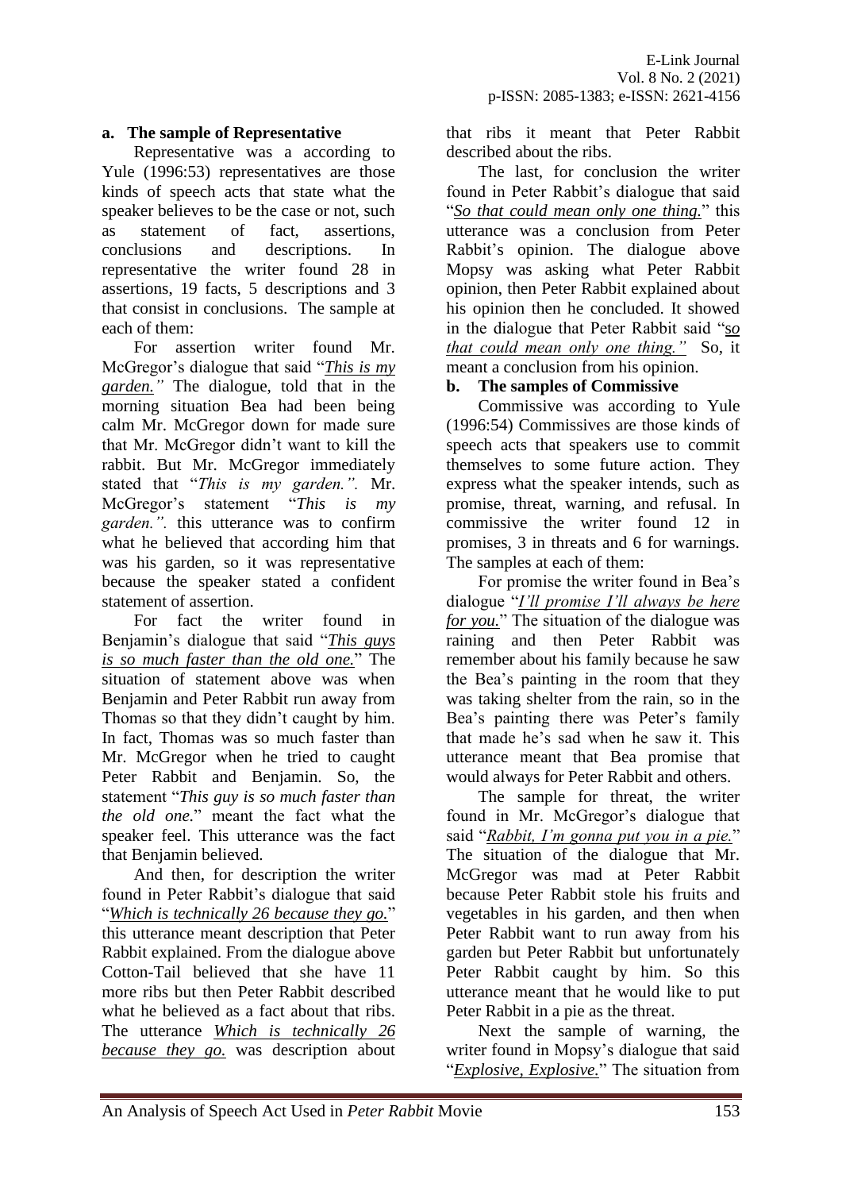### a. The sample of Representative

Representative was a according to Yule (1996:53) representatives are those kinds of speech acts that state what the speaker believes to be the case or not, such as statement of fact, assertions, conclusions and descriptions. In representative the writer found 28 in assertions, 19 facts, 5 descriptions and 3 that consist in conclusions. The sample at each of them:

For assertion writer found Mr. McGregor's dialogue that said "***This is my garden.***" The dialogue, told that in the morning situation Bea had been being calm Mr. McGregor down for made sure that Mr. McGregor didn't want to kill the rabbit. But Mr. McGregor immediately stated that "*This is my garden.".* Mr. McGregor's statement "*This is my garden.".* this utterance was to confirm what he believed that according him that was his garden, so it was representative because the speaker stated a confident statement of assertion.

For fact the writer found in Benjamin's dialogue that said "***This guys is so much faster than the old one.***" The situation of statement above was when Benjamin and Peter Rabbit run away from Thomas so that they didn't caught by him. In fact, Thomas was so much faster than Mr. McGregor when he tried to caught Peter Rabbit and Benjamin. So, the statement "*This guy is so much faster than the old one.*" meant the fact what the speaker feel. This utterance was the fact that Benjamin believed.

And then, for description the writer found in Peter Rabbit's dialogue that said "*Which is technically 26 because they go.*" this utterance meant description that Peter Rabbit explained. From the dialogue above Cotton-Tail believed that she have 11 more ribs but then Peter Rabbit described what he believed as a fact about that ribs. The utterance *Which is technically 26 because they go.* was description about that ribs it meant that Peter Rabbit described about the ribs.

The last, for conclusion the writer found in Peter Rabbit's dialogue that said "*So that could mean only one thing.*" this utterance was a conclusion from Peter Rabbit's opinion. The dialogue above Mopsy was asking what Peter Rabbit opinion, then Peter Rabbit explained about his opinion then he concluded. It showed in the dialogue that Peter Rabbit said "*so that could mean only one thing."* So, it meant a conclusion from his opinion.

### b. The samples of Commissive

Commissive was according to Yule (1996:54) Commissives are those kinds of speech acts that speakers use to commit themselves to some future action. They express what the speaker intends, such as promise, threat, warning, and refusal. In commissive the writer found 12 in promises, 3 in threats and 6 for warnings. The samples at each of them:

For promise the writer found in Bea's dialogue "*I'll promise I'll always be here for you.*" The situation of the dialogue was raining and then Peter Rabbit was remember about his family because he saw the Bea's painting in the room that they was taking shelter from the rain, so in the Bea's painting there was Peter's family that made he's sad when he saw it. This utterance meant that Bea promise that would always for Peter Rabbit and others.

The sample for threat, the writer found in Mr. McGregor's dialogue that said "*Rabbit, I'm gonna put you in a pie.*" The situation of the dialogue that Mr. McGregor was mad at Peter Rabbit because Peter Rabbit stole his fruits and vegetables in his garden, and then when Peter Rabbit want to run away from his garden but Peter Rabbit but unfortunately Peter Rabbit caught by him. So this utterance meant that he would like to put Peter Rabbit in a pie as the threat.

Next the sample of warning, the writer found in Mopsy's dialogue that said "*Explosive, Explosive.*" The situation from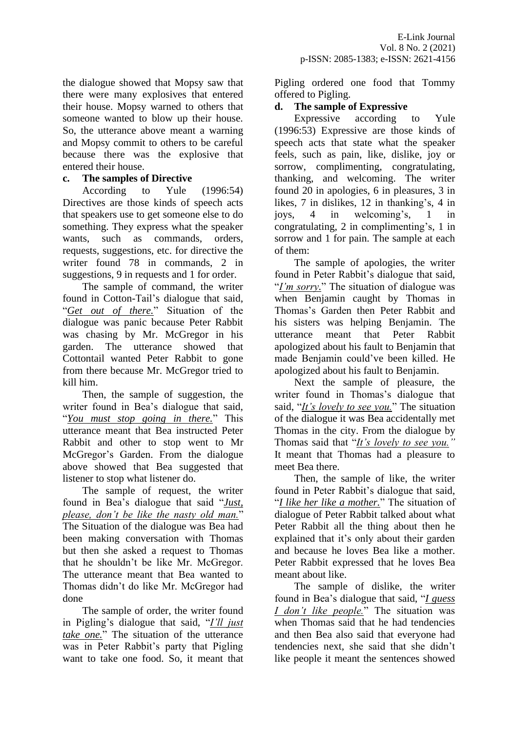the dialogue showed that Mopsy saw that there were many explosives that entered their house. Mopsy warned to others that someone wanted to blow up their house. So, the utterance above meant a warning and Mopsy commit to others to be careful because there was the explosive that entered their house.

**c. The samples of Directive**

According to Yule (1996:54) Directives are those kinds of speech acts that speakers use to get someone else to do something. They express what the speaker wants, such as commands, orders, requests, suggestions, etc. for directive the writer found 78 in commands, 2 in suggestions, 9 in requests and 1 for order.

The sample of command, the writer found in Cotton-Tail's dialogue that said, "*Get out of there.*" Situation of the dialogue was panic because Peter Rabbit was chasing by Mr. McGregor in his garden. The utterance showed that Cottontail wanted Peter Rabbit to gone from there because Mr. McGregor tried to kill him.

Then, the sample of suggestion, the writer found in Bea's dialogue that said, "*You must stop going in there.*" This utterance meant that Bea instructed Peter Rabbit and other to stop went to Mr McGregor's Garden. From the dialogue above showed that Bea suggested that listener to stop what listener do.

The sample of request, the writer found in Bea's dialogue that said "*Just, please, don't be like the nasty old man.*" The Situation of the dialogue was Bea had been making conversation with Thomas but then she asked a request to Thomas that he shouldn't be like Mr. McGregor. The utterance meant that Bea wanted to Thomas didn't do like Mr. McGregor had done

The sample of order, the writer found in Pigling's dialogue that said, "*I'll just take one.*" The situation of the utterance was in Peter Rabbit's party that Pigling want to take one food. So, it meant that Pigling ordered one food that Tommy offered to Pigling.

**d. The sample of Expressive**

Expressive according to Yule (1996:53) Expressive are those kinds of speech acts that state what the speaker feels, such as pain, like, dislike, joy or sorrow, complimenting, congratulating, thanking, and welcoming. The writer found 20 in apologies, 6 in pleasures, 3 in likes, 7 in dislikes, 12 in thanking's, 4 in joys, 4 in welcoming's, 1 in congratulating, 2 in complimenting's, 1 in sorrow and 1 for pain. The sample at each of them:

The sample of apologies, the writer found in Peter Rabbit's dialogue that said, "*I'm sorry.*" The situation of dialogue was when Benjamin caught by Thomas in Thomas's Garden then Peter Rabbit and his sisters was helping Benjamin. The utterance meant that Peter Rabbit apologized about his fault to Benjamin that made Benjamin could've been killed. He apologized about his fault to Benjamin.

Next the sample of pleasure, the writer found in Thomas's dialogue that said, "*It's lovely to see you.*" The situation of the dialogue it was Bea accidentally met Thomas in the city. From the dialogue by Thomas said that "*It's lovely to see you.*" It meant that Thomas had a pleasure to meet Bea there.

Then, the sample of like, the writer found in Peter Rabbit's dialogue that said, "*I like her like a mother.*" The situation of dialogue of Peter Rabbit talked about what Peter Rabbit all the thing about then he explained that it's only about their garden and because he loves Bea like a mother. Peter Rabbit expressed that he loves Bea meant about like.

The sample of dislike, the writer found in Bea's dialogue that said, "*I guess I don't like people.*" The situation was when Thomas said that he had tendencies and then Bea also said that everyone had tendencies next, she said that she didn't like people it meant the sentences showed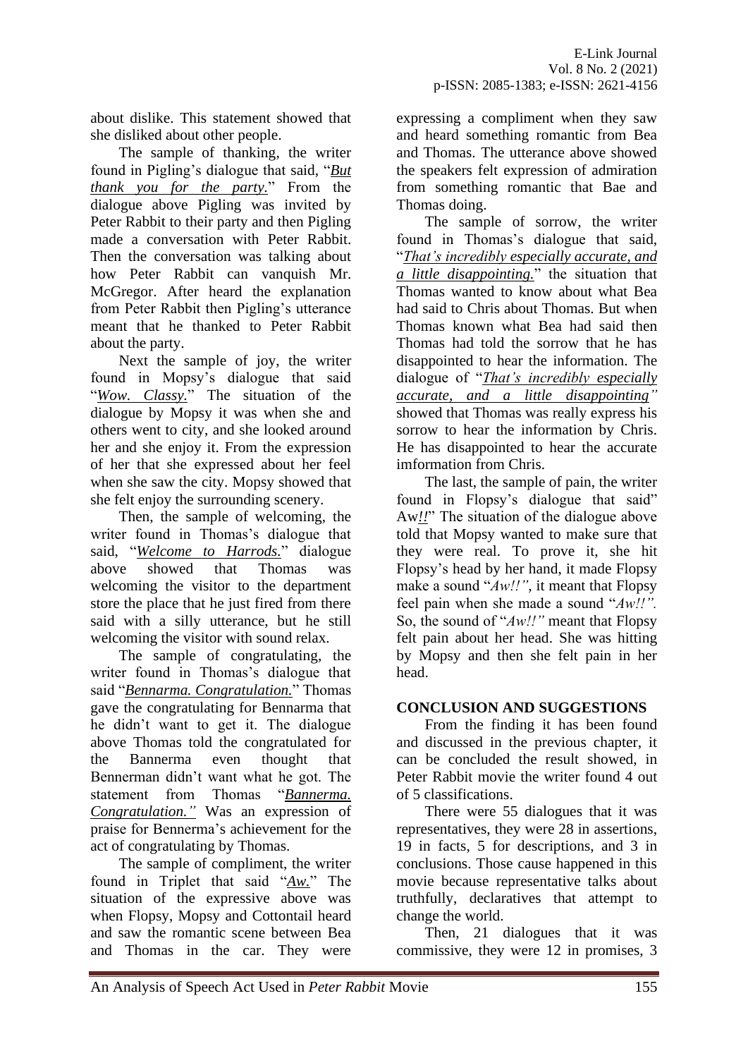about dislike. This statement showed that she disliked about other people.

The sample of thanking, the writer found in Pigling's dialogue that said, "***But thank you for the party.***" From the dialogue above Pigling was invited by Peter Rabbit to their party and then Pigling made a conversation with Peter Rabbit. Then the conversation was talking about how Peter Rabbit can vanquish Mr. McGregor. After heard the explanation from Peter Rabbit then Pigling's utterance meant that he thanked to Peter Rabbit about the party.

Next the sample of joy, the writer found in Mopsy's dialogue that said "***Wow. Classy.***" The situation of the dialogue by Mopsy it was when she and others went to city, and she looked around her and she enjoy it. From the expression of her that she expressed about her feel when she saw the city. Mopsy showed that she felt enjoy the surrounding scenery.

Then, the sample of welcoming, the writer found in Thomas's dialogue that said, "***Welcome to Harrods.***" dialogue above showed that Thomas was welcoming the visitor to the department store the place that he just fired from there said with a silly utterance, but he still welcoming the visitor with sound relax.

The sample of congratulating, the writer found in Thomas's dialogue that said "***Bennarma. Congratulation.***" Thomas gave the congratulating for Bennarma that he didn't want to get it. The dialogue above Thomas told the congratulated for the Bannerma even thought that Bennerman didn't want what he got. The statement from Thomas "***Bannerma. Congratulation.***" Was an expression of praise for Bennerma's achievement for the act of congratulating by Thomas.

The sample of compliment, the writer found in Triplet that said "***Aw.***" The situation of the expressive above was when Flopsy, Mopsy and Cottontail heard and saw the romantic scene between Bea and Thomas in the car. They were expressing a compliment when they saw and heard something romantic from Bea and Thomas. The utterance above showed the speakers felt expression of admiration from something romantic that Bae and Thomas doing.

The sample of sorrow, the writer found in Thomas's dialogue that said, "***That's incredibly especially accurate, and a little disappointing.***" the situation that Thomas wanted to know about what Bea had said to Chris about Thomas. But when Thomas known what Bea had said then Thomas had told the sorrow that he has disappointed to hear the information. The dialogue of "***That's incredibly especially accurate, and a little disappointing***" showed that Thomas was really express his sorrow to hear the information by Chris. He has disappointed to hear the accurate imformation from Chris.

The last, the sample of pain, the writer found in Flopsy's dialogue that said" Aw***!!***" The situation of the dialogue above told that Mopsy wanted to make sure that they were real. To prove it, she hit Flopsy's head by her hand, it made Flopsy make a sound "*Aw!!"*, it meant that Flopsy feel pain when she made a sound "*Aw!!".* So, the sound of "*Aw!!"* meant that Flopsy felt pain about her head. She was hitting by Mopsy and then she felt pain in her head.

## CONCLUSION AND SUGGESTIONS

From the finding it has been found and discussed in the previous chapter, it can be concluded the result showed, in Peter Rabbit movie the writer found 4 out of 5 classifications.

There were 55 dialogues that it was representatives, they were 28 in assertions, 19 in facts, 5 for descriptions, and 3 in conclusions. Those cause happened in this movie because representative talks about truthfully, declaratives that attempt to change the world.

Then, 21 dialogues that it was commissive, they were 12 in promises, 3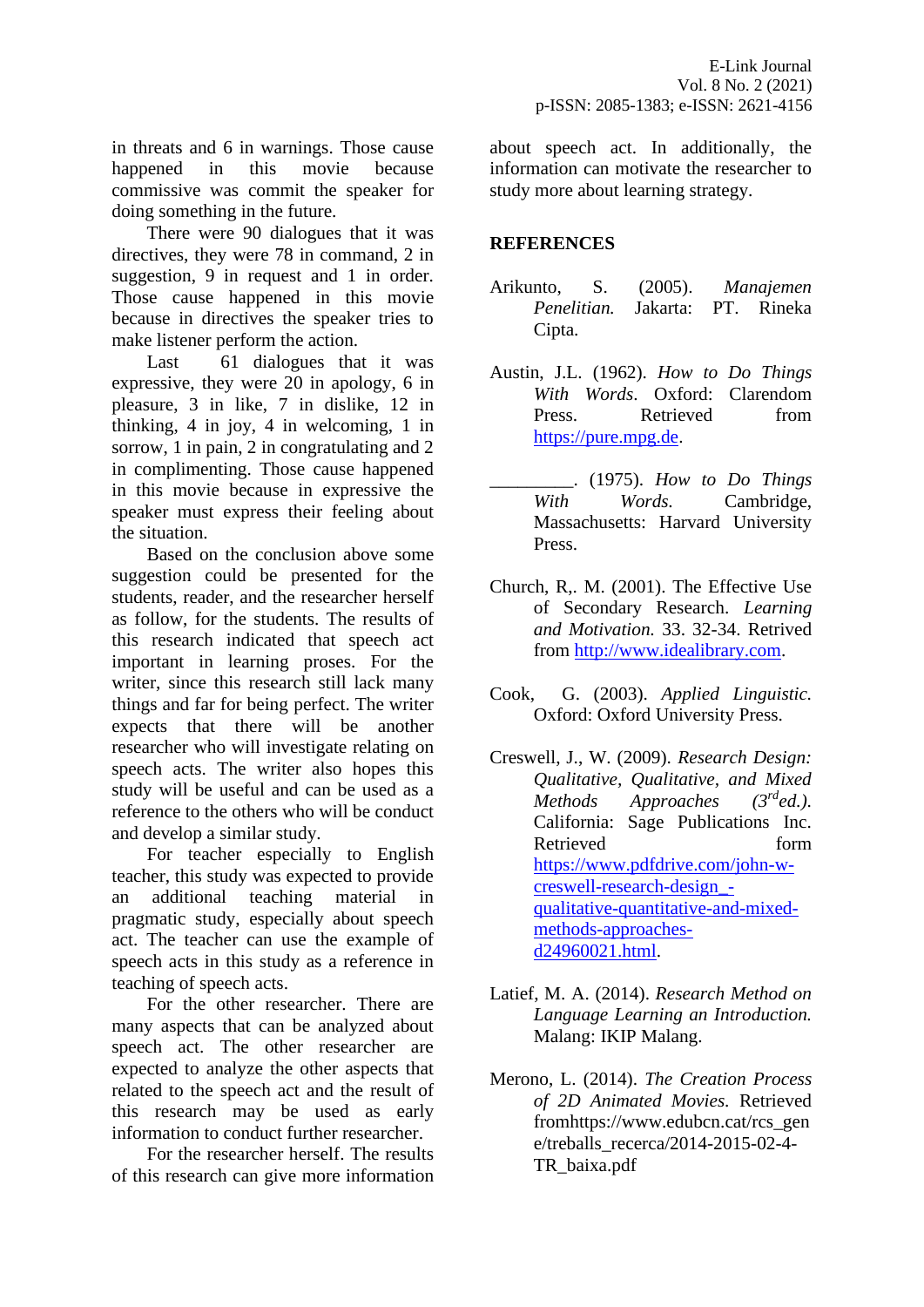in threats and 6 in warnings. Those cause happened in this movie because commissive was commit the speaker for doing something in the future.

There were 90 dialogues that it was directives, they were 78 in command, 2 in suggestion, 9 in request and 1 in order. Those cause happened in this movie because in directives the speaker tries to make listener perform the action.

Last 61 dialogues that it was expressive, they were 20 in apology, 6 in pleasure, 3 in like, 7 in dislike, 12 in thinking, 4 in joy, 4 in welcoming, 1 in sorrow, 1 in pain, 2 in congratulating and 2 in complimenting. Those cause happened in this movie because in expressive the speaker must express their feeling about the situation.

Based on the conclusion above some suggestion could be presented for the students, reader, and the researcher herself as follow, for the students. The results of this research indicated that speech act important in learning proses. For the writer, since this research still lack many things and far for being perfect. The writer expects that there will be another researcher who will investigate relating on speech acts. The writer also hopes this study will be useful and can be used as a reference to the others who will be conduct and develop a similar study.

For teacher especially to English teacher, this study was expected to provide an additional teaching material in pragmatic study, especially about speech act. The teacher can use the example of speech acts in this study as a reference in teaching of speech acts.

For the other researcher. There are many aspects that can be analyzed about speech act. The other researcher are expected to analyze the other aspects that related to the speech act and the result of this research may be used as early information to conduct further researcher.

For the researcher herself. The results of this research can give more information about speech act. In additionally, the information can motivate the researcher to study more about learning strategy.

## REFERENCES

Arikunto, S. (2005). *Manajemen Penelitian.* Jakarta: PT. Rineka Cipta.

Austin, J.L. (1962). *How to Do Things With Words*. Oxford: Clarendon Press. Retrieved from https://pure.mpg.de.

_________. (1975). *How to Do Things With Words.* Cambridge, Massachusetts: Harvard University Press.

Church, R,. M. (2001). The Effective Use of Secondary Research. *Learning and Motivation.* 33. 32-34. Retrived from http://www.idealibrary.com.

Cook, G. (2003). *Applied Linguistic.* Oxford: Oxford University Press.

Creswell, J., W. (2009). *Research Design: Qualitative, Qualitative, and Mixed Methods Approaches (3rd ed.).* California: Sage Publications Inc. Retrieved form https://www.pdfdrive.com/john-w-creswell-research-design_-qualitative-quantitative-and-mixed-methods-approaches-d24960021.html.

Latief, M. A. (2014). *Research Method on Language Learning an Introduction.* Malang: IKIP Malang.

Merono, L. (2014). *The Creation Process of 2D Animated Movies.* Retrieved fromhttps://www.edubcn.cat/rcs_gene/treballs_recerca/2014-2015-02-4-TR_baixa.pdf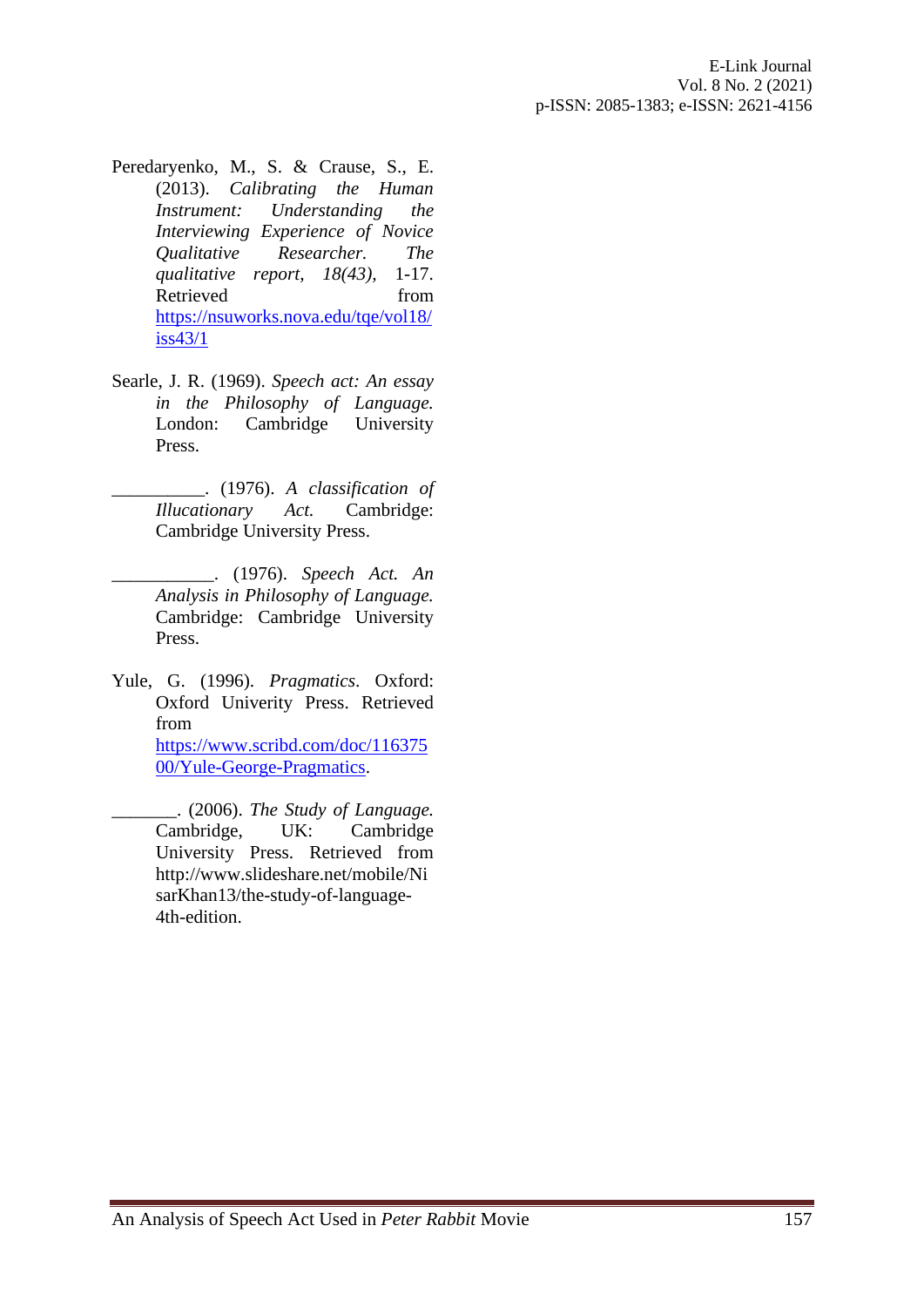Peredaryenko, M., S. & Crause, S., E. (2013). *Calibrating the Human Instrument: Understanding the Interviewing Experience of Novice Qualitative Researcher. The qualitative report, 18(43),* 1-17. Retrieved from https://nsuworks.nova.edu/tqe/vol18/iss43/1

Searle, J. R. (1969). *Speech act: An essay in the Philosophy of Language.* London: Cambridge University Press.

__________. (1976). *A classification of Illucationary Act.* Cambridge: Cambridge University Press.

___________. (1976). *Speech Act. An Analysis in Philosophy of Language.* Cambridge: Cambridge University Press.

Yule, G. (1996). *Pragmatics*. Oxford: Oxford Univerity Press. Retrieved from https://www.scribd.com/doc/11637500/Yule-George-Pragmatics.

_______. (2006). *The Study of Language.* Cambridge, UK: Cambridge University Press. Retrieved from http://www.slideshare.net/mobile/NisarKhan13/the-study-of-language-4th-edition.